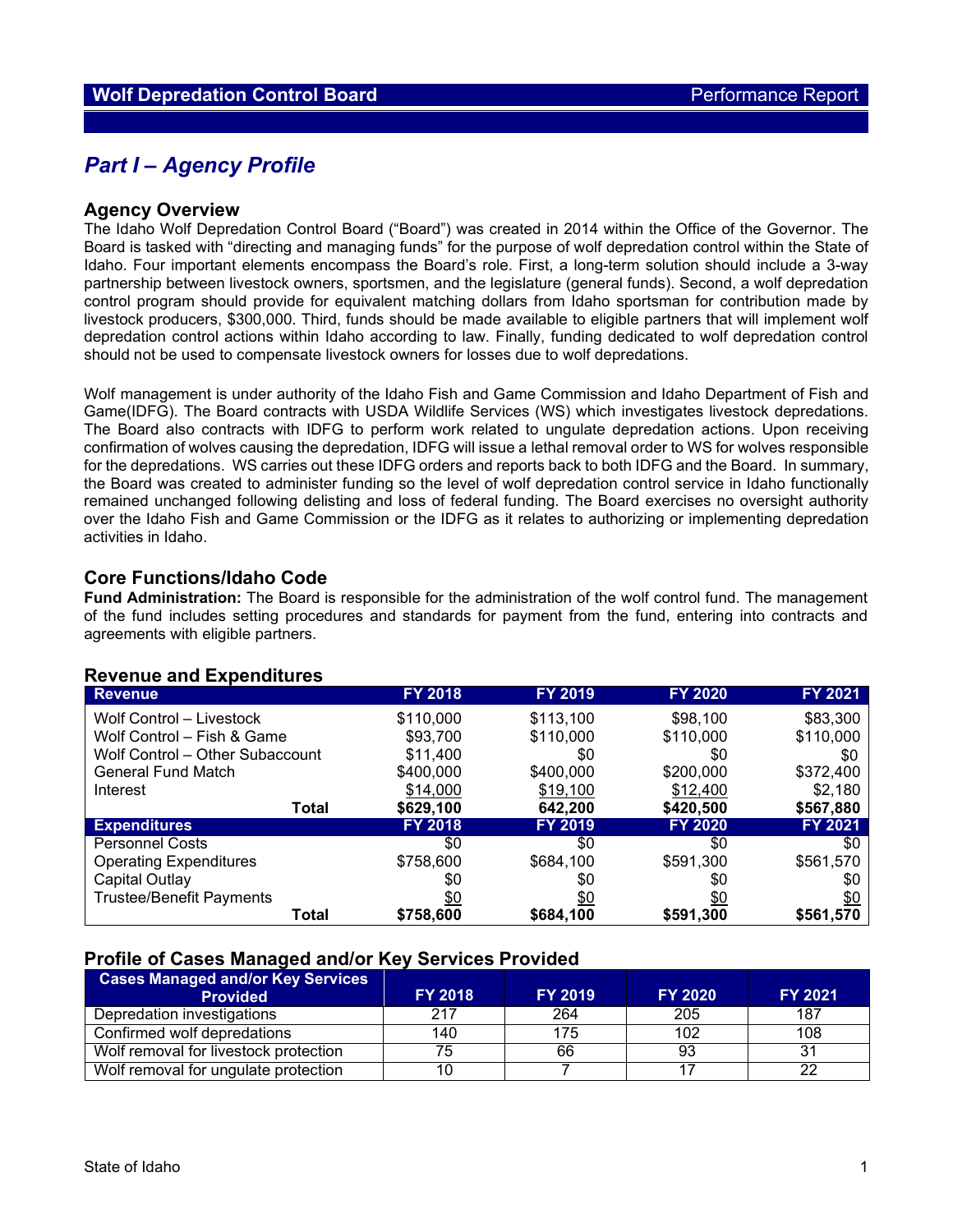# Part I – Agency Profile

## Agency Overview

The Idaho Wolf Depredation Control Board ("Board") was created in 2014 within the Office of the Governor. The Board is tasked with "directing and managing funds" for the purpose of wolf depredation control within the State of Idaho. Four important elements encompass the Board's role. First, a long-term solution should include a 3-way partnership between livestock owners, sportsmen, and the legislature (general funds). Second, a wolf depredation control program should provide for equivalent matching dollars from Idaho sportsman for contribution made by livestock producers, $300,000. Third, funds should be made available to eligible partners that will implement wolf depredation control actions within Idaho according to law. Finally, funding dedicated to wolf depredation control should not be used to compensate livestock owners for losses due to wolf depredations.

Wolf management is under authority of the Idaho Fish and Game Commission and Idaho Department of Fish and Game(IDFG). The Board contracts with USDA Wildlife Services (WS) which investigates livestock depredations. The Board also contracts with IDFG to perform work related to ungulate depredation actions. Upon receiving confirmation of wolves causing the depredation, IDFG will issue a lethal removal order to WS for wolves responsible for the depredations. WS carries out these IDFG orders and reports back to both IDFG and the Board. In summary, the Board was created to administer funding so the level of wolf depredation control service in Idaho functionally remained unchanged following delisting and loss of federal funding. The Board exercises no oversight authority over the Idaho Fish and Game Commission or the IDFG as it relates to authorizing or implementing depredation activities in Idaho.

## Core Functions/Idaho Code

**Fund Administration:** The Board is responsible for the administration of the wolf control fund. The management of the fund includes setting procedures and standards for payment from the fund, entering into contracts and agreements with eligible partners.

## Revenue and Expenditures

| Revenue | FY 2018 | FY 2019 | FY 2020 | FY 2021 |
|---|---|---|---|---|
| Wolf Control – Livestock | $110,000 | $113,100 | $98,100 | $83,300 |
| Wolf Control – Fish & Game | $93,700 | $110,000 | $110,000 | $110,000 |
| Wolf Control – Other Subaccount | $11,400 | $0 | $0 | $0 |
| General Fund Match | $400,000 | $400,000 | $200,000 | $372,400 |
| Interest | $14,000 | $19,100 | $12,400 | $2,180 |
| **Total** | **$629,100** | **642,200** | **$420,500** | **$567,880** |
| **Expenditures** | **FY 2018** | **FY 2019** | **FY 2020** | **FY 2021** |
| Personnel Costs | $0 | $0 | $0 | $0 |
| Operating Expenditures | $758,600 | $684,100 | $591,300 | $561,570 |
| Capital Outlay | $0 | $0 | $0 | $0 |
| Trustee/Benefit Payments | $0 | $0 | $0 | $0 |
| **Total** | **$758,600** | **$684,100** | **$591,300** | **$561,570** |

## Profile of Cases Managed and/or Key Services Provided

| Cases Managed and/or Key Services Provided | FY 2018 | FY 2019 | FY 2020 | FY 2021 |
|---|---|---|---|---|
| Depredation investigations | 217 | 264 | 205 | 187 |
| Confirmed wolf depredations | 140 | 175 | 102 | 108 |
| Wolf removal for livestock protection | 75 | 66 | 93 | 31 |
| Wolf removal for ungulate protection | 10 | 7 | 17 | 22 |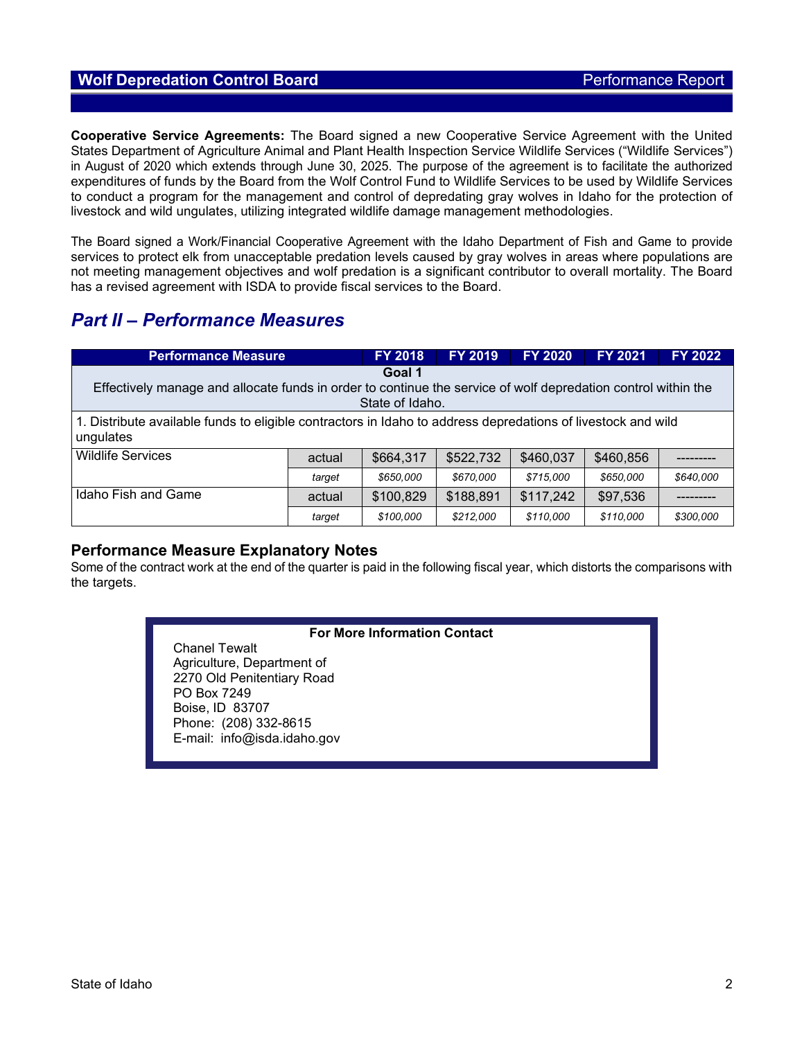**Cooperative Service Agreements:** The Board signed a new Cooperative Service Agreement with the United States Department of Agriculture Animal and Plant Health Inspection Service Wildlife Services ("Wildlife Services") in August of 2020 which extends through June 30, 2025. The purpose of the agreement is to facilitate the authorized expenditures of funds by the Board from the Wolf Control Fund to Wildlife Services to be used by Wildlife Services to conduct a program for the management and control of depredating gray wolves in Idaho for the protection of livestock and wild ungulates, utilizing integrated wildlife damage management methodologies.

The Board signed a Work/Financial Cooperative Agreement with the Idaho Department of Fish and Game to provide services to protect elk from unacceptable predation levels caused by gray wolves in areas where populations are not meeting management objectives and wolf predation is a significant contributor to overall mortality. The Board has a revised agreement with ISDA to provide fiscal services to the Board.

## Part II – Performance Measures

| Performance Measure | | FY 2018 | FY 2019 | FY 2020 | FY 2021 | FY 2022 |
|---|---|---|---|---|---|---|
| **Goal 1** Effectively manage and allocate funds in order to continue the service of wolf depredation control within the State of Idaho. | | | | | | |
| 1. Distribute available funds to eligible contractors in Idaho to address depredations of livestock and wild ungulates | | | | | | |
| Wildlife Services | actual | $664,317 | $522,732 | $460,037 | $460,856 | --------- |
| | *target* | *$650,000* | *$670,000* | *$715,000* | *$650,000* | *$640,000* |
| Idaho Fish and Game | actual | $100,829 | $188,891 | $117,242 | $97,536 | --------- |
| | *target* | *$100,000* | *$212,000* | *$110,000* | *$110,000* | *$300,000* |

### Performance Measure Explanatory Notes

Some of the contract work at the end of the quarter is paid in the following fiscal year, which distorts the comparisons with the targets.

**For More Information Contact**

Chanel Tewalt
Agriculture, Department of
2270 Old Penitentiary Road
PO Box 7249
Boise, ID 83707
Phone: (208) 332-8615
E-mail: info@isda.idaho.gov